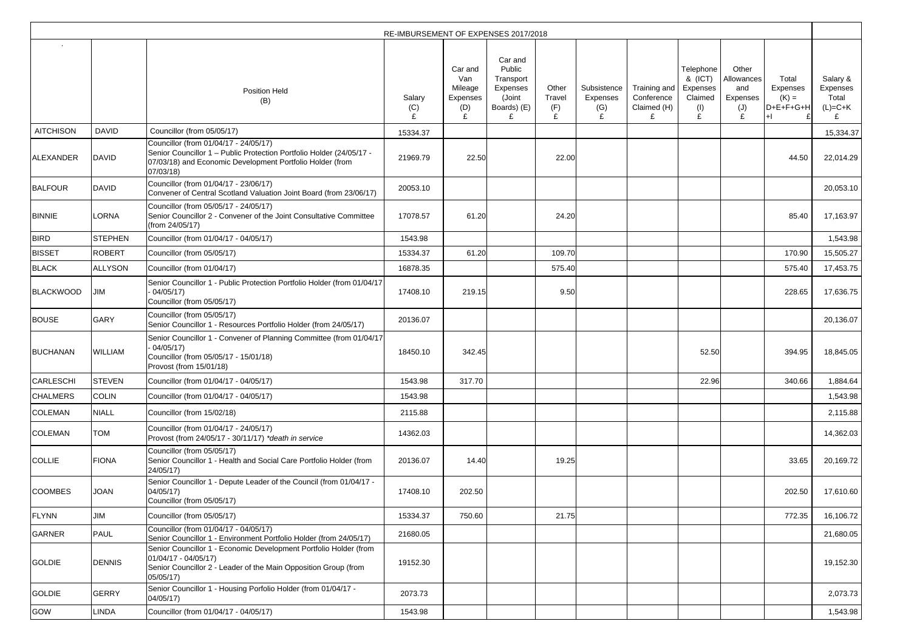| RE-IMBURSEMENT OF EXPENSES 2017/2018 | | | | | | | | | | | | | |
|---|---|---|---|---|---|---|---|---|---|---|---|---|---|
| . | | Position Held (B) | Salary (C) £ | Car and Van Mileage Expenses (D) £ | Car and Public Transport Expenses (Joint Boards) (E) £ | Other Travel (F) £ | Subsistence Expenses (G) £ | Training and Conference Claimed (H) £ | Telephone & (ICT) Expenses Claimed (I) £ | Other Allowances and Expenses (J) £ | Total Expenses (K) = D+E+F+G+H+I £ | Salary & Expenses Total (L)=C+K £ |
| AITCHISON | DAVID | Councillor (from 05/05/17) | 15334.37 | | | | | | | | | 15,334.37 |
| ALEXANDER | DAVID | Councillor (from 01/04/17 - 24/05/17)<br>Senior Councillor 1 – Public Protection Portfolio Holder (24/05/17 - 07/03/18) and Economic Development Portfolio Holder (from 07/03/18) | 21969.79 | 22.50 | | 22.00 | | | | | 44.50 | 22,014.29 |
| BALFOUR | DAVID | Councillor (from 01/04/17 - 23/06/17)<br>Convener of Central Scotland Valuation Joint Board (from 23/06/17) | 20053.10 | | | | | | | | | 20,053.10 |
| BINNIE | LORNA | Councillor (from 05/05/17 - 24/05/17)<br>Senior Councillor 2 - Convener of the Joint Consultative Committee (from 24/05/17) | 17078.57 | 61.20 | | 24.20 | | | | | 85.40 | 17,163.97 |
| BIRD | STEPHEN | Councillor (from 01/04/17 - 04/05/17) | 1543.98 | | | | | | | | | 1,543.98 |
| BISSET | ROBERT | Councillor (from 05/05/17) | 15334.37 | 61.20 | | 109.70 | | | | | 170.90 | 15,505.27 |
| BLACK | ALLYSON | Councillor (from 01/04/17) | 16878.35 | | | 575.40 | | | | | 575.40 | 17,453.75 |
| BLACKWOOD | JIM | Senior Councillor 1 - Public Protection Portfolio Holder (from 01/04/17 - 04/05/17)<br>Councillor (from 05/05/17) | 17408.10 | 219.15 | | 9.50 | | | | | 228.65 | 17,636.75 |
| BOUSE | GARY | Councillor (from 05/05/17)<br>Senior Councillor 1 - Resources Portfolio Holder (from 24/05/17) | 20136.07 | | | | | | | | | 20,136.07 |
| BUCHANAN | WILLIAM | Senior Councillor 1 - Convener of Planning Committee (from 01/04/17 - 04/05/17)<br>Councillor (from 05/05/17 - 15/01/18)<br>Provost (from 15/01/18) | 18450.10 | 342.45 | | | | | 52.50 | | 394.95 | 18,845.05 |
| CARLESCHI | STEVEN | Councillor (from 01/04/17 - 04/05/17) | 1543.98 | 317.70 | | | | | 22.96 | | 340.66 | 1,884.64 |
| CHALMERS | COLIN | Councillor (from 01/04/17 - 04/05/17) | 1543.98 | | | | | | | | | 1,543.98 |
| COLEMAN | NIALL | Councillor (from 15/02/18) | 2115.88 | | | | | | | | | 2,115.88 |
| COLEMAN | TOM | Councillor (from 01/04/17 - 24/05/17)<br>Provost (from 24/05/17 - 30/11/17) *death in service | 14362.03 | | | | | | | | | 14,362.03 |
| COLLIE | FIONA | Councillor (from 05/05/17)<br>Senior Councillor 1 - Health and Social Care Portfolio Holder (from 24/05/17) | 20136.07 | 14.40 | | 19.25 | | | | | 33.65 | 20,169.72 |
| COOMBES | JOAN | Senior Councillor 1 - Depute Leader of the Council (from 01/04/17 - 04/05/17)<br>Councillor (from 05/05/17) | 17408.10 | 202.50 | | | | | | | 202.50 | 17,610.60 |
| FLYNN | JIM | Councillor (from 05/05/17) | 15334.37 | 750.60 | | 21.75 | | | | | 772.35 | 16,106.72 |
| GARNER | PAUL | Councillor (from 01/04/17 - 04/05/17)<br>Senior Councillor 1 - Environment Portfolio Holder (from 24/05/17) | 21680.05 | | | | | | | | | 21,680.05 |
| GOLDIE | DENNIS | Senior Councillor 1 - Economic Development Portfolio Holder (from 01/04/17 - 04/05/17)<br>Senior Councillor 2 - Leader of the Main Opposition Group (from 05/05/17) | 19152.30 | | | | | | | | | 19,152.30 |
| GOLDIE | GERRY | Senior Councillor 1 - Housing Porfolio Holder (from 01/04/17 - 04/05/17) | 2073.73 | | | | | | | | | 2,073.73 |
| GOW | LINDA | Councillor (from 01/04/17 - 04/05/17) | 1543.98 | | | | | | | | | 1,543.98 |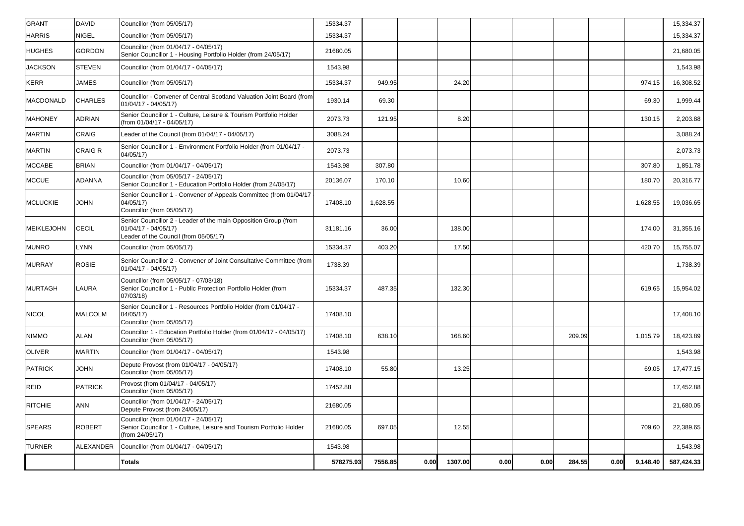| | | | | | | | | | | | | |
|---|---|---|---|---|---|---|---|---|---|---|---|---|
| GRANT | DAVID | Councillor (from 05/05/17) | 15334.37 | | | | | | | | | 15,334.37 |
| HARRIS | NIGEL | Councillor (from 05/05/17) | 15334.37 | | | | | | | | | 15,334.37 |
| HUGHES | GORDON | Councillor (from 01/04/17 - 04/05/17)<br>Senior Councillor 1 - Housing Portfolio Holder (from 24/05/17) | 21680.05 | | | | | | | | | 21,680.05 |
| JACKSON | STEVEN | Councillor (from 01/04/17 - 04/05/17) | 1543.98 | | | | | | | | | 1,543.98 |
| KERR | JAMES | Councillor (from 05/05/17) | 15334.37 | 949.95 | | 24.20 | | | | | 974.15 | 16,308.52 |
| MACDONALD | CHARLES | Councillor - Convener of Central Scotland Valuation Joint Board (from 01/04/17 - 04/05/17) | 1930.14 | 69.30 | | | | | | | 69.30 | 1,999.44 |
| MAHONEY | ADRIAN | Senior Councillor 1 - Culture, Leisure & Tourism Portfolio Holder (from 01/04/17 - 04/05/17) | 2073.73 | 121.95 | | 8.20 | | | | | 130.15 | 2,203.88 |
| MARTIN | CRAIG | Leader of the Council (from 01/04/17 - 04/05/17) | 3088.24 | | | | | | | | | 3,088.24 |
| MARTIN | CRAIG R | Senior Councillor 1 - Environment Portfolio Holder (from 01/04/17 - 04/05/17) | 2073.73 | | | | | | | | | 2,073.73 |
| MCCABE | BRIAN | Councillor (from 01/04/17 - 04/05/17) | 1543.98 | 307.80 | | | | | | | 307.80 | 1,851.78 |
| MCCUE | ADANNA | Councillor (from 05/05/17 - 24/05/17)<br>Senior Councillor 1 - Education Portfolio Holder (from 24/05/17) | 20136.07 | 170.10 | | 10.60 | | | | | 180.70 | 20,316.77 |
| MCLUCKIE | JOHN | Senior Councillor 1 - Convener of Appeals Committee (from 01/04/17 - 04/05/17)<br>Councillor (from 05/05/17) | 17408.10 | 1,628.55 | | | | | | | 1,628.55 | 19,036.65 |
| MEIKLEJOHN | CECIL | Senior Councillor 2 - Leader of the main Opposition Group (from 01/04/17 - 04/05/17)<br>Leader of the Council (from 05/05/17) | 31181.16 | 36.00 | | 138.00 | | | | | 174.00 | 31,355.16 |
| MUNRO | LYNN | Councillor (from 05/05/17) | 15334.37 | 403.20 | | 17.50 | | | | | 420.70 | 15,755.07 |
| MURRAY | ROSIE | Senior Councillor 2 - Convener of Joint Consultative Committee (from 01/04/17 - 04/05/17) | 1738.39 | | | | | | | | | 1,738.39 |
| MURTAGH | LAURA | Councillor (from 05/05/17 - 07/03/18)<br>Senior Councillor 1 - Public Protection Portfolio Holder (from 07/03/18) | 15334.37 | 487.35 | | 132.30 | | | | | 619.65 | 15,954.02 |
| NICOL | MALCOLM | Senior Councillor 1 - Resources Portfolio Holder (from 01/04/17 - 04/05/17)<br>Councillor (from 05/05/17) | 17408.10 | | | | | | | | | 17,408.10 |
| NIMMO | ALAN | Councillor 1 - Education Portfolio Holder (from 01/04/17 - 04/05/17)<br>Councillor (from 05/05/17) | 17408.10 | 638.10 | | 168.60 | | | 209.09 | | 1,015.79 | 18,423.89 |
| OLIVER | MARTIN | Councillor (from 01/04/17 - 04/05/17) | 1543.98 | | | | | | | | | 1,543.98 |
| PATRICK | JOHN | Depute Provost (from 01/04/17 - 04/05/17)<br>Councillor (from 05/05/17) | 17408.10 | 55.80 | | 13.25 | | | | | 69.05 | 17,477.15 |
| REID | PATRICK | Provost (from 01/04/17 - 04/05/17)<br>Councillor (from 05/05/17) | 17452.88 | | | | | | | | | 17,452.88 |
| RITCHIE | ANN | Councillor (from 01/04/17 - 24/05/17)<br>Depute Provost (from 24/05/17) | 21680.05 | | | | | | | | | 21,680.05 |
| SPEARS | ROBERT | Councillor (from 01/04/17 - 24/05/17)<br>Senior Councillor 1 - Culture, Leisure and Tourism Portfolio Holder (from 24/05/17) | 21680.05 | 697.05 | | 12.55 | | | | | 709.60 | 22,389.65 |
| TURNER | ALEXANDER | Councillor (from 01/04/17 - 04/05/17) | 1543.98 | | | | | | | | | 1,543.98 |
| | | **Totals** | **578275.93** | **7556.85** | **0.00** | **1307.00** | **0.00** | **0.00** | **284.55** | **0.00** | **9,148.40** | **587,424.33** |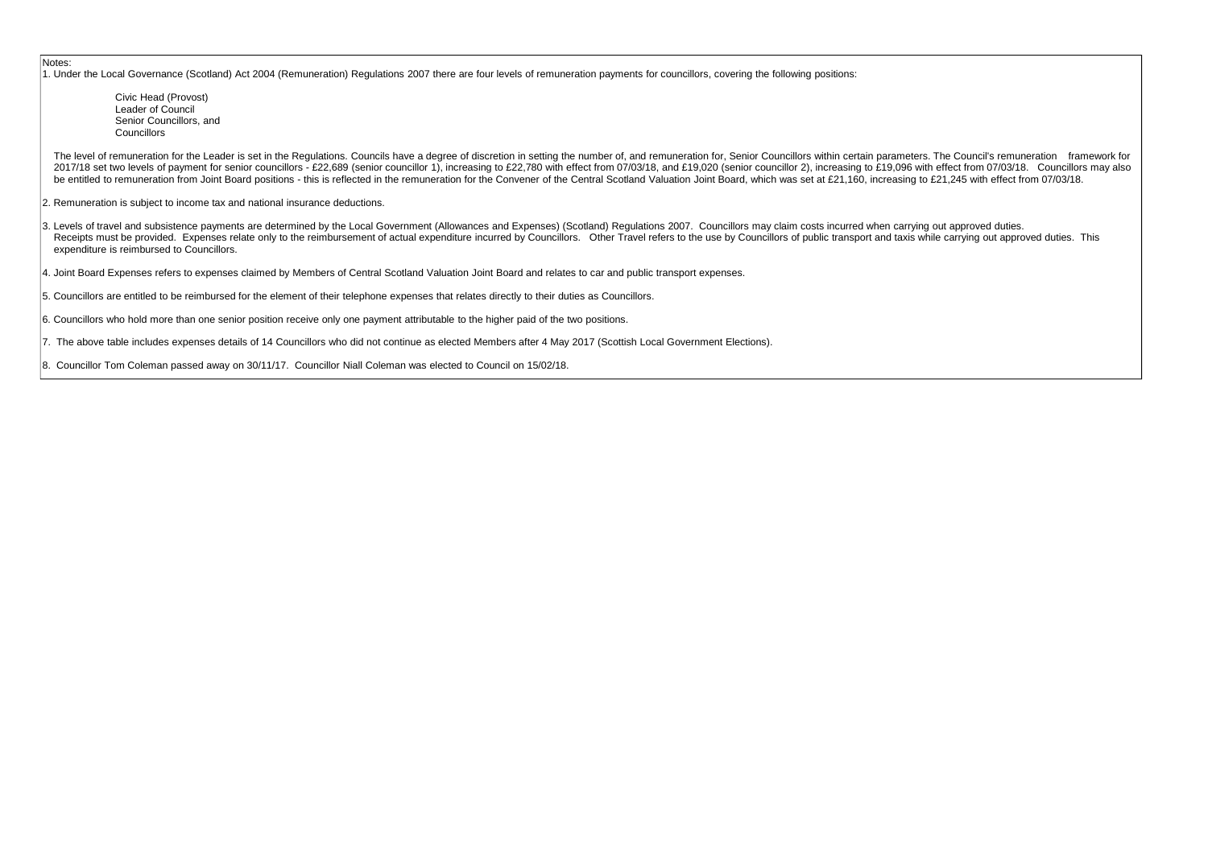Notes:

1. Under the Local Governance (Scotland) Act 2004 (Remuneration) Regulations 2007 there are four levels of remuneration payments for councillors, covering the following positions:

    Civic Head (Provost)
    Leader of Council
    Senior Councillors, and
    Councillors

    The level of remuneration for the Leader is set in the Regulations. Councils have a degree of discretion in setting the number of, and remuneration for, Senior Councillors within certain parameters. The Council's remuneration framework for 2017/18 set two levels of payment for senior councillors - £22,689 (senior councillor 1), increasing to £22,780 with effect from 07/03/18, and £19,020 (senior councillor 2), increasing to £19,096 with effect from 07/03/18. Councillors may also be entitled to remuneration from Joint Board positions - this is reflected in the remuneration for the Convener of the Central Scotland Valuation Joint Board, which was set at £21,160, increasing to £21,245 with effect from 07/03/18.

2. Remuneration is subject to income tax and national insurance deductions.

3. Levels of travel and subsistence payments are determined by the Local Government (Allowances and Expenses) (Scotland) Regulations 2007. Councillors may claim costs incurred when carrying out approved duties. Receipts must be provided. Expenses relate only to the reimbursement of actual expenditure incurred by Councillors. Other Travel refers to the use by Councillors of public transport and taxis while carrying out approved duties. This expenditure is reimbursed to Councillors.

4. Joint Board Expenses refers to expenses claimed by Members of Central Scotland Valuation Joint Board and relates to car and public transport expenses.

5. Councillors are entitled to be reimbursed for the element of their telephone expenses that relates directly to their duties as Councillors.

6. Councillors who hold more than one senior position receive only one payment attributable to the higher paid of the two positions.

7. The above table includes expenses details of 14 Councillors who did not continue as elected Members after 4 May 2017 (Scottish Local Government Elections).

8. Councillor Tom Coleman passed away on 30/11/17. Councillor Niall Coleman was elected to Council on 15/02/18.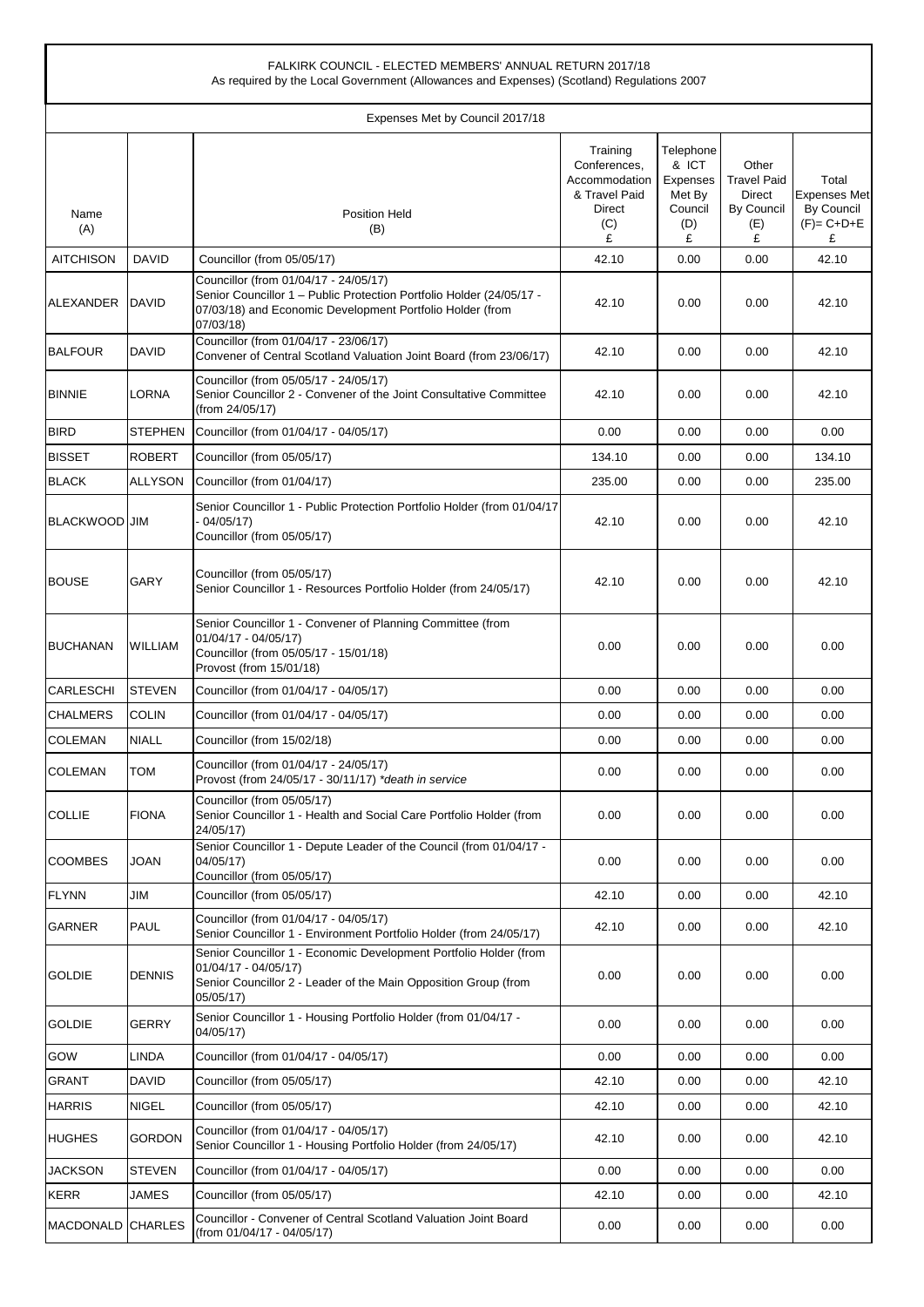FALKIRK COUNCIL - ELECTED MEMBERS' ANNUAL RETURN 2017/18
As required by the Local Government (Allowances and Expenses) (Scotland) Regulations 2007

Expenses Met by Council 2017/18

| Name (A) | | Position Held (B) | Training Conferences, Accommodation & Travel Paid Direct (C) £ | Telephone & ICT Expenses Met By Council (D) £ | Other Travel Paid Direct By Council (E) £ | Total Expenses Met By Council (F)= C+D+E £ |
|---|---|---|---|---|---|---|
| AITCHISON | DAVID | Councillor (from 05/05/17) | 42.10 | 0.00 | 0.00 | 42.10 |
| ALEXANDER | DAVID | Councillor (from 01/04/17 - 24/05/17) Senior Councillor 1 – Public Protection Portfolio Holder (24/05/17 - 07/03/18) and Economic Development Portfolio Holder (from 07/03/18) | 42.10 | 0.00 | 0.00 | 42.10 |
| BALFOUR | DAVID | Councillor (from 01/04/17 - 23/06/17) Convener of Central Scotland Valuation Joint Board (from 23/06/17) | 42.10 | 0.00 | 0.00 | 42.10 |
| BINNIE | LORNA | Councillor (from 05/05/17 - 24/05/17) Senior Councillor 2 - Convener of the Joint Consultative Committee (from 24/05/17) | 42.10 | 0.00 | 0.00 | 42.10 |
| BIRD | STEPHEN | Councillor (from 01/04/17 - 04/05/17) | 0.00 | 0.00 | 0.00 | 0.00 |
| BISSET | ROBERT | Councillor (from 05/05/17) | 134.10 | 0.00 | 0.00 | 134.10 |
| BLACK | ALLYSON | Councillor (from 01/04/17) | 235.00 | 0.00 | 0.00 | 235.00 |
| BLACKWOOD | JIM | Senior Councillor 1 - Public Protection Portfolio Holder (from 01/04/17 - 04/05/17) Councillor (from 05/05/17) | 42.10 | 0.00 | 0.00 | 42.10 |
| BOUSE | GARY | Councillor (from 05/05/17) Senior Councillor 1 - Resources Portfolio Holder (from 24/05/17) | 42.10 | 0.00 | 0.00 | 42.10 |
| BUCHANAN | WILLIAM | Senior Councillor 1 - Convener of Planning Committee (from 01/04/17 - 04/05/17) Councillor (from 05/05/17 - 15/01/18) Provost (from 15/01/18) | 0.00 | 0.00 | 0.00 | 0.00 |
| CARLESCHI | STEVEN | Councillor (from 01/04/17 - 04/05/17) | 0.00 | 0.00 | 0.00 | 0.00 |
| CHALMERS | COLIN | Councillor (from 01/04/17 - 04/05/17) | 0.00 | 0.00 | 0.00 | 0.00 |
| COLEMAN | NIALL | Councillor (from 15/02/18) | 0.00 | 0.00 | 0.00 | 0.00 |
| COLEMAN | TOM | Councillor (from 01/04/17 - 24/05/17) Provost (from 24/05/17 - 30/11/17) *death in service | 0.00 | 0.00 | 0.00 | 0.00 |
| COLLIE | FIONA | Councillor (from 05/05/17) Senior Councillor 1 - Health and Social Care Portfolio Holder (from 24/05/17) | 0.00 | 0.00 | 0.00 | 0.00 |
| COOMBES | JOAN | Senior Councillor 1 - Depute Leader of the Council (from 01/04/17 - 04/05/17) Councillor (from 05/05/17) | 0.00 | 0.00 | 0.00 | 0.00 |
| FLYNN | JIM | Councillor (from 05/05/17) | 42.10 | 0.00 | 0.00 | 42.10 |
| GARNER | PAUL | Councillor (from 01/04/17 - 04/05/17) Senior Councillor 1 - Environment Portfolio Holder (from 24/05/17) | 42.10 | 0.00 | 0.00 | 42.10 |
| GOLDIE | DENNIS | Senior Councillor 1 - Economic Development Portfolio Holder (from 01/04/17 - 04/05/17) Senior Councillor 2 - Leader of the Main Opposition Group (from 05/05/17) | 0.00 | 0.00 | 0.00 | 0.00 |
| GOLDIE | GERRY | Senior Councillor 1 - Housing Portfolio Holder (from 01/04/17 - 04/05/17) | 0.00 | 0.00 | 0.00 | 0.00 |
| GOW | LINDA | Councillor (from 01/04/17 - 04/05/17) | 0.00 | 0.00 | 0.00 | 0.00 |
| GRANT | DAVID | Councillor (from 05/05/17) | 42.10 | 0.00 | 0.00 | 42.10 |
| HARRIS | NIGEL | Councillor (from 05/05/17) | 42.10 | 0.00 | 0.00 | 42.10 |
| HUGHES | GORDON | Councillor (from 01/04/17 - 04/05/17) Senior Councillor 1 - Housing Portfolio Holder (from 24/05/17) | 42.10 | 0.00 | 0.00 | 42.10 |
| JACKSON | STEVEN | Councillor (from 01/04/17 - 04/05/17) | 0.00 | 0.00 | 0.00 | 0.00 |
| KERR | JAMES | Councillor (from 05/05/17) | 42.10 | 0.00 | 0.00 | 42.10 |
| MACDONALD | CHARLES | Councillor - Convener of Central Scotland Valuation Joint Board (from 01/04/17 - 04/05/17) | 0.00 | 0.00 | 0.00 | 0.00 |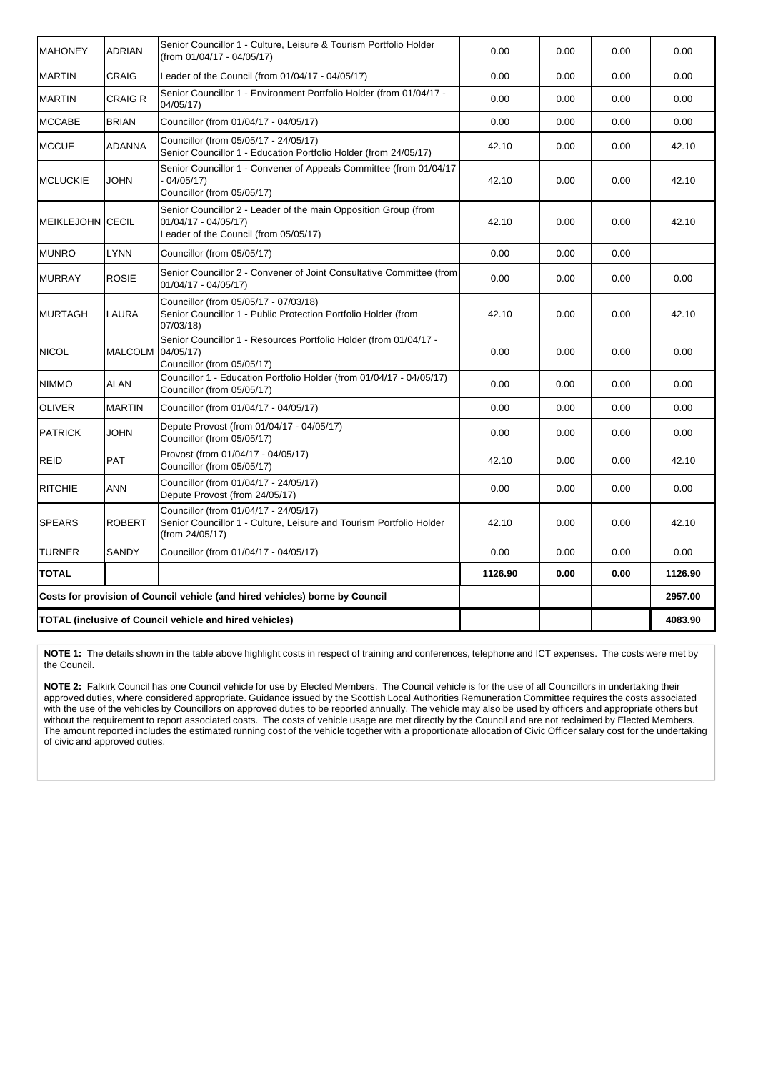| MAHONEY | ADRIAN | Senior Councillor 1 - Culture, Leisure & Tourism Portfolio Holder (from 01/04/17 - 04/05/17) | 0.00 | 0.00 | 0.00 | 0.00 |
|---|---|---|---|---|---|---|
| MARTIN | CRAIG | Leader of the Council (from 01/04/17 - 04/05/17) | 0.00 | 0.00 | 0.00 | 0.00 |
| MARTIN | CRAIG R | Senior Councillor 1 - Environment Portfolio Holder (from 01/04/17 - 04/05/17) | 0.00 | 0.00 | 0.00 | 0.00 |
| MCCABE | BRIAN | Councillor (from 01/04/17 - 04/05/17) | 0.00 | 0.00 | 0.00 | 0.00 |
| MCCUE | ADANNA | Councillor (from 05/05/17 - 24/05/17)<br>Senior Councillor 1 - Education Portfolio Holder (from 24/05/17) | 42.10 | 0.00 | 0.00 | 42.10 |
| MCLUCKIE | JOHN | Senior Councillor 1 - Convener of Appeals Committee (from 01/04/17 - 04/05/17)<br>Councillor (from 05/05/17) | 42.10 | 0.00 | 0.00 | 42.10 |
| MEIKLEJOHN | CECIL | Senior Councillor 2 - Leader of the main Opposition Group (from 01/04/17 - 04/05/17)<br>Leader of the Council (from 05/05/17) | 42.10 | 0.00 | 0.00 | 42.10 |
| MUNRO | LYNN | Councillor (from 05/05/17) | 0.00 | 0.00 | 0.00 | |
| MURRAY | ROSIE | Senior Councillor 2 - Convener of Joint Consultative Committee (from 01/04/17 - 04/05/17) | 0.00 | 0.00 | 0.00 | 0.00 |
| MURTAGH | LAURA | Councillor (from 05/05/17 - 07/03/18)<br>Senior Councillor 1 - Public Protection Portfolio Holder (from 07/03/18) | 42.10 | 0.00 | 0.00 | 42.10 |
| NICOL | MALCOLM | Senior Councillor 1 - Resources Portfolio Holder (from 01/04/17 - 04/05/17)<br>Councillor (from 05/05/17) | 0.00 | 0.00 | 0.00 | 0.00 |
| NIMMO | ALAN | Councillor 1 - Education Portfolio Holder (from 01/04/17 - 04/05/17)<br>Councillor (from 05/05/17) | 0.00 | 0.00 | 0.00 | 0.00 |
| OLIVER | MARTIN | Councillor (from 01/04/17 - 04/05/17) | 0.00 | 0.00 | 0.00 | 0.00 |
| PATRICK | JOHN | Depute Provost (from 01/04/17 - 04/05/17)<br>Councillor (from 05/05/17) | 0.00 | 0.00 | 0.00 | 0.00 |
| REID | PAT | Provost (from 01/04/17 - 04/05/17)<br>Councillor (from 05/05/17) | 42.10 | 0.00 | 0.00 | 42.10 |
| RITCHIE | ANN | Councillor (from 01/04/17 - 24/05/17)<br>Depute Provost (from 24/05/17) | 0.00 | 0.00 | 0.00 | 0.00 |
| SPEARS | ROBERT | Councillor (from 01/04/17 - 24/05/17)<br>Senior Councillor 1 - Culture, Leisure and Tourism Portfolio Holder (from 24/05/17) | 42.10 | 0.00 | 0.00 | 42.10 |
| TURNER | SANDY | Councillor (from 01/04/17 - 04/05/17) | 0.00 | 0.00 | 0.00 | 0.00 |
| **TOTAL** | | | **1126.90** | **0.00** | **0.00** | **1126.90** |
| **Costs for provision of Council vehicle (and hired vehicles) borne by Council** | | | | | | **2957.00** |
| **TOTAL (inclusive of Council vehicle and hired vehicles)** | | | | | | **4083.90** |

**NOTE 1:** The details shown in the table above highlight costs in respect of training and conferences, telephone and ICT expenses. The costs were met by the Council.

**NOTE 2:** Falkirk Council has one Council vehicle for use by Elected Members. The Council vehicle is for the use of all Councillors in undertaking their approved duties, where considered appropriate. Guidance issued by the Scottish Local Authorities Remuneration Committee requires the costs associated with the use of the vehicles by Councillors on approved duties to be reported annually. The vehicle may also be used by officers and appropriate others but without the requirement to report associated costs. The costs of vehicle usage are met directly by the Council and are not reclaimed by Elected Members. The amount reported includes the estimated running cost of the vehicle together with a proportionate allocation of Civic Officer salary cost for the undertaking of civic and approved duties.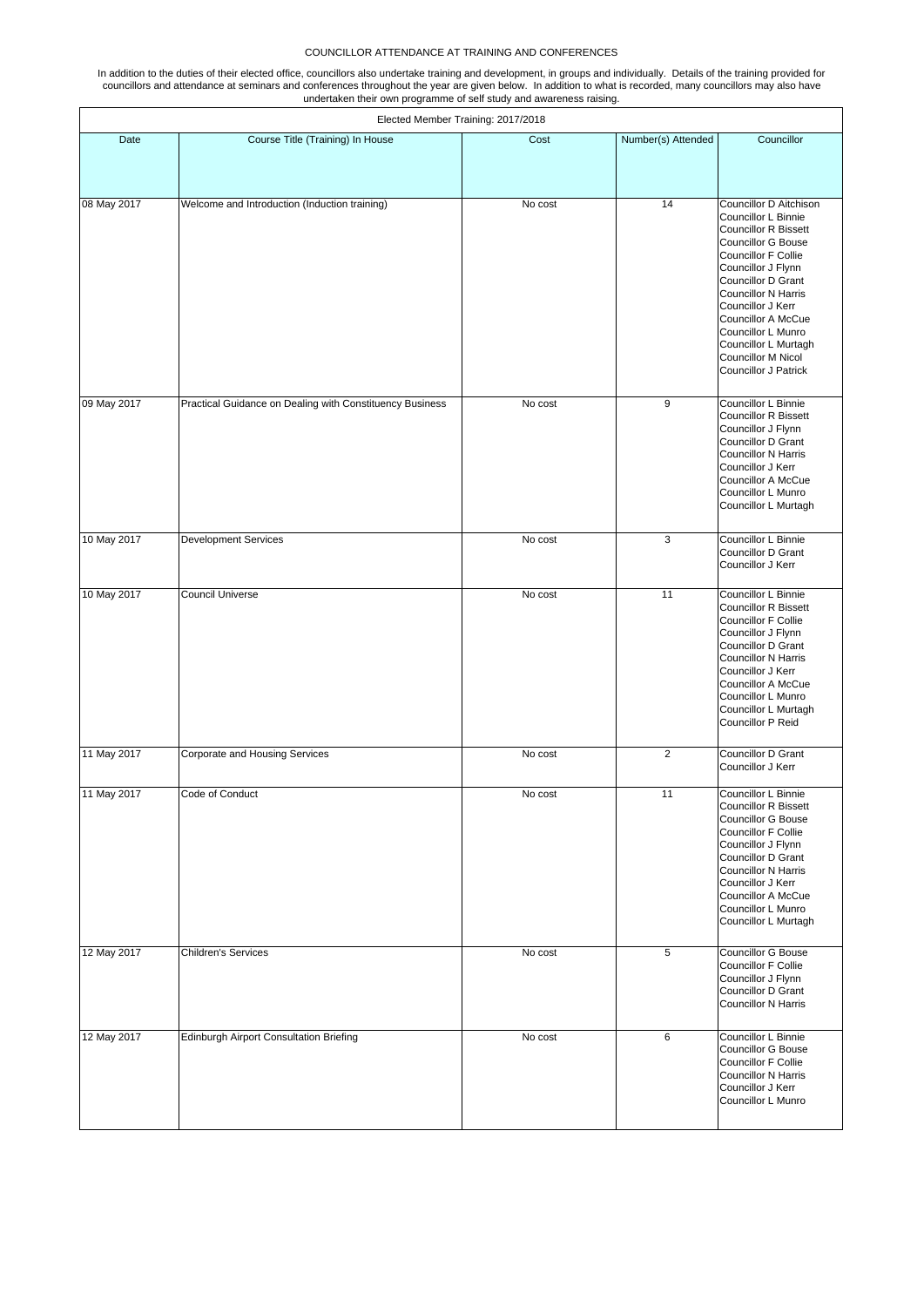COUNCILLOR ATTENDANCE AT TRAINING AND CONFERENCES

In addition to the duties of their elected office, councillors also undertake training and development, in groups and individually. Details of the training provided for councillors and attendance at seminars and conferences throughout the year are given below. In addition to what is recorded, many councillors may also have undertaken their own programme of self study and awareness raising.

| Elected Member Training: 2017/2018 | | | | |
|---|---|---|---|---|
| Date | Course Title (Training) In House | Cost | Number(s) Attended | Councillor |
| 08 May 2017 | Welcome and Introduction (Induction training) | No cost | 14 | Councillor D Aitchison<br>Councillor L Binnie<br>Councillor R Bissett<br>Councillor G Bouse<br>Councillor F Collie<br>Councillor J Flynn<br>Councillor D Grant<br>Councillor N Harris<br>Councillor J Kerr<br>Councillor A McCue<br>Councillor L Munro<br>Councillor L Murtagh<br>Councillor M Nicol<br>Councillor J Patrick |
| 09 May 2017 | Practical Guidance on Dealing with Constituency Business | No cost | 9 | Councillor L Binnie<br>Councillor R Bissett<br>Councillor J Flynn<br>Councillor D Grant<br>Councillor N Harris<br>Councillor J Kerr<br>Councillor A McCue<br>Councillor L Munro<br>Councillor L Murtagh |
| 10 May 2017 | Development Services | No cost | 3 | Councillor L Binnie<br>Councillor D Grant<br>Councillor J Kerr |
| 10 May 2017 | Council Universe | No cost | 11 | Councillor L Binnie<br>Councillor R Bissett<br>Councillor F Collie<br>Councillor J Flynn<br>Councillor D Grant<br>Councillor N Harris<br>Councillor J Kerr<br>Councillor A McCue<br>Councillor L Munro<br>Councillor L Murtagh<br>Councillor P Reid |
| 11 May 2017 | Corporate and Housing Services | No cost | 2 | Councillor D Grant<br>Councillor J Kerr |
| 11 May 2017 | Code of Conduct | No cost | 11 | Councillor L Binnie<br>Councillor R Bissett<br>Councillor G Bouse<br>Councillor F Collie<br>Councillor J Flynn<br>Councillor D Grant<br>Councillor N Harris<br>Councillor J Kerr<br>Councillor A McCue<br>Councillor L Munro<br>Councillor L Murtagh |
| 12 May 2017 | Children's Services | No cost | 5 | Councillor G Bouse<br>Councillor F Collie<br>Councillor J Flynn<br>Councillor D Grant<br>Councillor N Harris |
| 12 May 2017 | Edinburgh Airport Consultation Briefing | No cost | 6 | Councillor L Binnie<br>Councillor G Bouse<br>Councillor F Collie<br>Councillor N Harris<br>Councillor J Kerr<br>Councillor L Munro |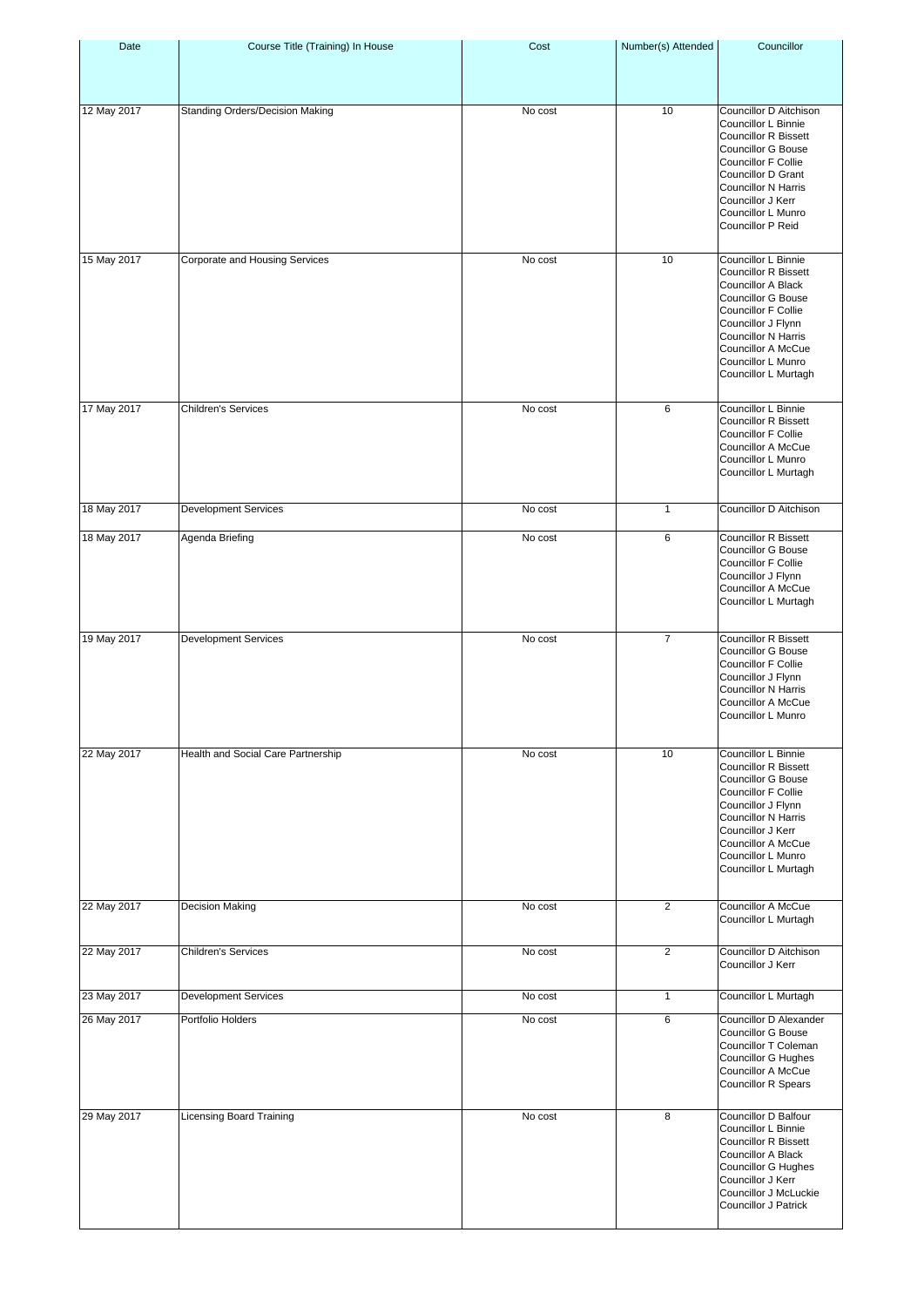| Date | Course Title (Training) In House | Cost | Number(s) Attended | Councillor |
| --- | --- | --- | --- | --- |
| 12 May 2017 | Standing Orders/Decision Making | No cost | 10 | Councillor D Aitchison<br>Councillor L Binnie<br>Councillor R Bissett<br>Councillor G Bouse<br>Councillor F Collie<br>Councillor D Grant<br>Councillor N Harris<br>Councillor J Kerr<br>Councillor L Munro<br>Councillor P Reid |
| 15 May 2017 | Corporate and Housing Services | No cost | 10 | Councillor L Binnie<br>Councillor R Bissett<br>Councillor A Black<br>Councillor G Bouse<br>Councillor F Collie<br>Councillor J Flynn<br>Councillor N Harris<br>Councillor A McCue<br>Councillor L Munro<br>Councillor L Murtagh |
| 17 May 2017 | Children's Services | No cost | 6 | Councillor L Binnie<br>Councillor R Bissett<br>Councillor F Collie<br>Councillor A McCue<br>Councillor L Munro<br>Councillor L Murtagh |
| 18 May 2017 | Development Services | No cost | 1 | Councillor D Aitchison |
| 18 May 2017 | Agenda Briefing | No cost | 6 | Councillor R Bissett<br>Councillor G Bouse<br>Councillor F Collie<br>Councillor J Flynn<br>Councillor A McCue<br>Councillor L Murtagh |
| 19 May 2017 | Development Services | No cost | 7 | Councillor R Bissett<br>Councillor G Bouse<br>Councillor F Collie<br>Councillor J Flynn<br>Councillor N Harris<br>Councillor A McCue<br>Councillor L Munro |
| 22 May 2017 | Health and Social Care Partnership | No cost | 10 | Councillor L Binnie<br>Councillor R Bissett<br>Councillor G Bouse<br>Councillor F Collie<br>Councillor J Flynn<br>Councillor N Harris<br>Councillor J Kerr<br>Councillor A McCue<br>Councillor L Munro<br>Councillor L Murtagh |
| 22 May 2017 | Decision Making | No cost | 2 | Councillor A McCue<br>Councillor L Murtagh |
| 22 May 2017 | Children's Services | No cost | 2 | Councillor D Aitchison<br>Councillor J Kerr |
| 23 May 2017 | Development Services | No cost | 1 | Councillor L Murtagh |
| 26 May 2017 | Portfolio Holders | No cost | 6 | Councillor D Alexander<br>Councillor G Bouse<br>Councillor T Coleman<br>Councillor G Hughes<br>Councillor A McCue<br>Councillor R Spears |
| 29 May 2017 | Licensing Board Training | No cost | 8 | Councillor D Balfour<br>Councillor L Binnie<br>Councillor R Bissett<br>Councillor A Black<br>Councillor G Hughes<br>Councillor J Kerr<br>Councillor J McLuckie<br>Councillor J Patrick |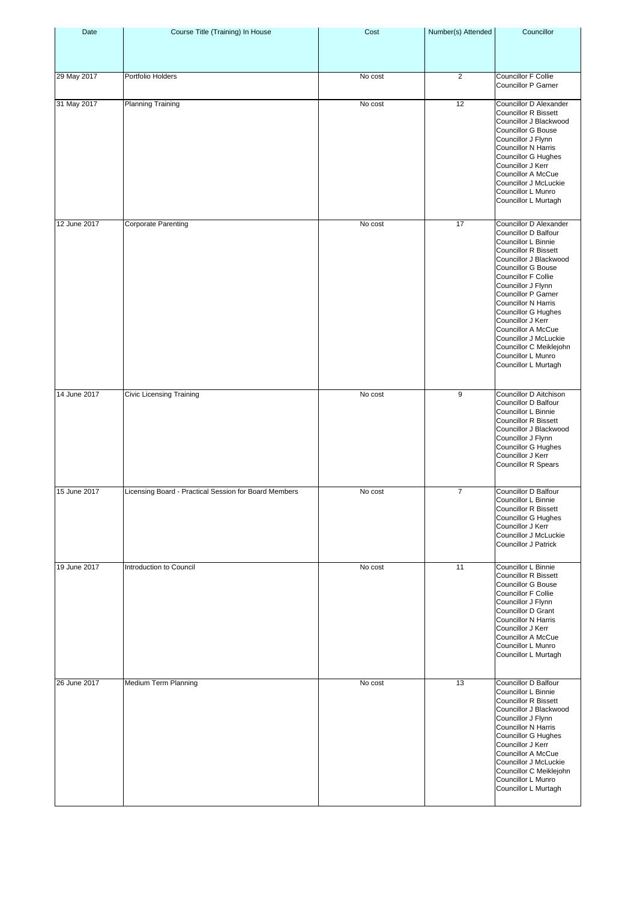| Date | Course Title (Training) In House | Cost | Number(s) Attended | Councillor |
|---|---|---|---|---|
| 29 May 2017 | Portfolio Holders | No cost | 2 | Councillor F Collie<br>Councillor P Garner |
| 31 May 2017 | Planning Training | No cost | 12 | Councillor D Alexander<br>Councillor R Bissett<br>Councillor J Blackwood<br>Councillor G Bouse<br>Councillor J Flynn<br>Councillor N Harris<br>Councillor G Hughes<br>Councillor J Kerr<br>Councillor A McCue<br>Councillor J McLuckie<br>Councillor L Munro<br>Councillor L Murtagh |
| 12 June 2017 | Corporate Parenting | No cost | 17 | Councillor D Alexander<br>Councillor D Balfour<br>Councillor L Binnie<br>Councillor R Bissett<br>Councillor J Blackwood<br>Councillor G Bouse<br>Councillor F Collie<br>Councillor J Flynn<br>Councillor P Garner<br>Councillor N Harris<br>Councillor G Hughes<br>Councillor J Kerr<br>Councillor A McCue<br>Councillor J McLuckie<br>Councillor C Meiklejohn<br>Councillor L Munro<br>Councillor L Murtagh |
| 14 June 2017 | Civic Licensing Training | No cost | 9 | Councillor D Aitchison<br>Councillor D Balfour<br>Councillor L Binnie<br>Councillor R Bissett<br>Councillor J Blackwood<br>Councillor J Flynn<br>Councillor G Hughes<br>Councillor J Kerr<br>Councillor R Spears |
| 15 June 2017 | Licensing Board - Practical Session for Board Members | No cost | 7 | Councillor D Balfour<br>Councillor L Binnie<br>Councillor R Bissett<br>Councillor G Hughes<br>Councillor J Kerr<br>Councillor J McLuckie<br>Councillor J Patrick |
| 19 June 2017 | Introduction to Council | No cost | 11 | Councillor L Binnie<br>Councillor R Bissett<br>Councillor G Bouse<br>Councillor F Collie<br>Councillor J Flynn<br>Councillor D Grant<br>Councillor N Harris<br>Councillor J Kerr<br>Councillor A McCue<br>Councillor L Munro<br>Councillor L Murtagh |
| 26 June 2017 | Medium Term Planning | No cost | 13 | Councillor D Balfour<br>Councillor L Binnie<br>Councillor R Bissett<br>Councillor J Blackwood<br>Councillor J Flynn<br>Councillor N Harris<br>Councillor G Hughes<br>Councillor J Kerr<br>Councillor A McCue<br>Councillor J McLuckie<br>Councillor C Meiklejohn<br>Councillor L Munro<br>Councillor L Murtagh |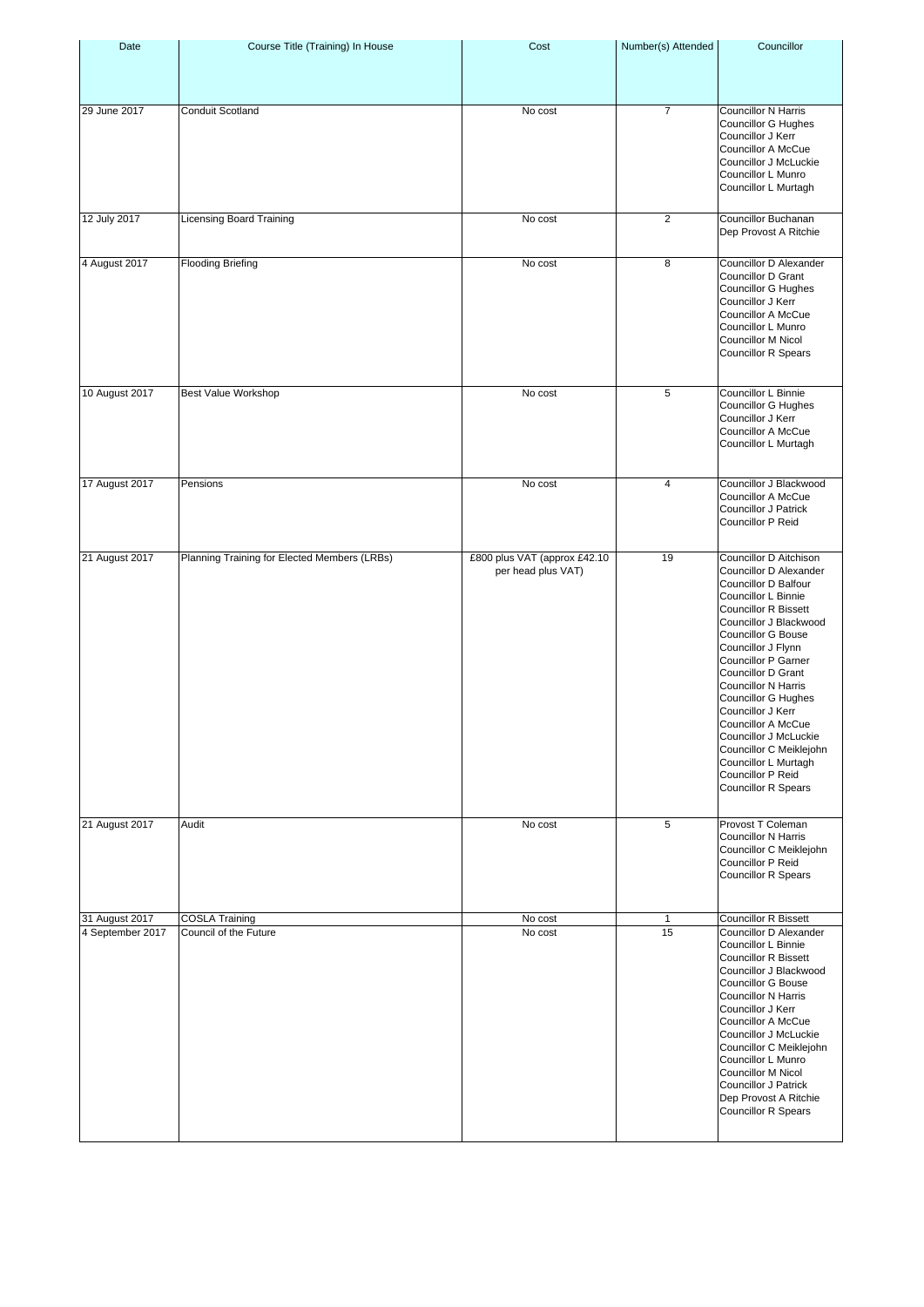| Date | Course Title (Training) In House | Cost | Number(s) Attended | Councillor |
|---|---|---|---|---|
| 29 June 2017 | Conduit Scotland | No cost | 7 | Councillor N Harris<br>Councillor G Hughes<br>Councillor J Kerr<br>Councillor A McCue<br>Councillor J McLuckie<br>Councillor L Munro<br>Councillor L Murtagh |
| 12 July 2017 | Licensing Board Training | No cost | 2 | Councillor Buchanan<br>Dep Provost A Ritchie |
| 4 August 2017 | Flooding Briefing | No cost | 8 | Councillor D Alexander<br>Councillor D Grant<br>Councillor G Hughes<br>Councillor J Kerr<br>Councillor A McCue<br>Councillor L Munro<br>Councillor M Nicol<br>Councillor R Spears |
| 10 August 2017 | Best Value Workshop | No cost | 5 | Councillor L Binnie<br>Councillor G Hughes<br>Councillor J Kerr<br>Councillor A McCue<br>Councillor L Murtagh |
| 17 August 2017 | Pensions | No cost | 4 | Councillor J Blackwood<br>Councillor A McCue<br>Councillor J Patrick<br>Councillor P Reid |
| 21 August 2017 | Planning Training for Elected Members (LRBs) | £800 plus VAT (approx £42.10 per head plus VAT) | 19 | Councillor D Aitchison<br>Councillor D Alexander<br>Councillor D Balfour<br>Councillor L Binnie<br>Councillor R Bissett<br>Councillor J Blackwood<br>Councillor G Bouse<br>Councillor J Flynn<br>Councillor P Garner<br>Councillor D Grant<br>Councillor N Harris<br>Councillor G Hughes<br>Councillor J Kerr<br>Councillor A McCue<br>Councillor J McLuckie<br>Councillor C Meiklejohn<br>Councillor L Murtagh<br>Councillor P Reid<br>Councillor R Spears |
| 21 August 2017 | Audit | No cost | 5 | Provost T Coleman<br>Councillor N Harris<br>Councillor C Meiklejohn<br>Councillor P Reid<br>Councillor R Spears |
| 31 August 2017 | COSLA Training | No cost | 1 | Councillor R Bissett |
| 4 September 2017 | Council of the Future | No cost | 15 | Councillor D Alexander<br>Councillor L Binnie<br>Councillor R Bissett<br>Councillor J Blackwood<br>Councillor G Bouse<br>Councillor N Harris<br>Councillor J Kerr<br>Councillor A McCue<br>Councillor J McLuckie<br>Councillor C Meiklejohn<br>Councillor L Munro<br>Councillor M Nicol<br>Councillor J Patrick<br>Dep Provost A Ritchie<br>Councillor R Spears |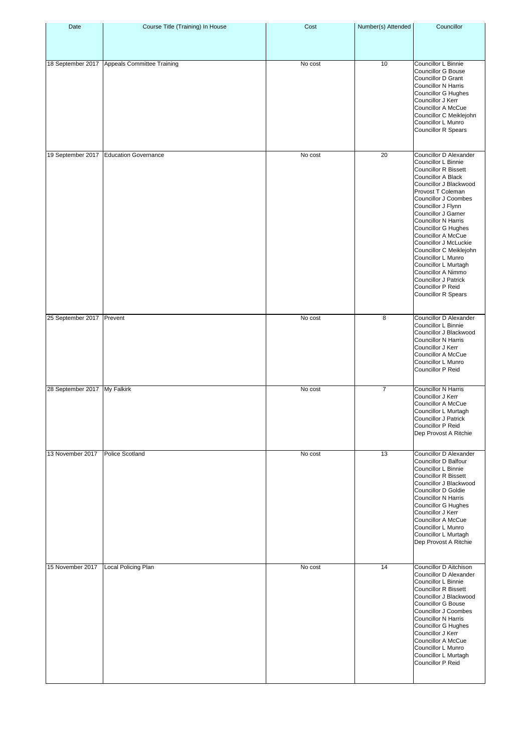| Date | Course Title (Training) In House | Cost | Number(s) Attended | Councillor |
|---|---|---|---|---|
| 18 September 2017 | Appeals Committee Training | No cost | 10 | Councillor L Binnie<br>Councillor G Bouse<br>Councillor D Grant<br>Councillor N Harris<br>Councillor G Hughes<br>Councillor J Kerr<br>Councillor A McCue<br>Councillor C Meiklejohn<br>Councillor L Munro<br>Councillor R Spears |
| 19 September 2017 | Education Governance | No cost | 20 | Councillor D Alexander<br>Councillor L Binnie<br>Councillor R Bissett<br>Councillor A Black<br>Councillor J Blackwood<br>Provost T Coleman<br>Councillor J Coombes<br>Councillor J Flynn<br>Councillor J Garner<br>Councillor N Harris<br>Councillor G Hughes<br>Councillor A McCue<br>Councillor J McLuckie<br>Councillor C Meiklejohn<br>Councillor L Munro<br>Councillor L Murtagh<br>Councillor A Nimmo<br>Councillor J Patrick<br>Councillor P Reid<br>Councillor R Spears |
| 25 September 2017 | Prevent | No cost | 8 | Councillor D Alexander<br>Councillor L Binnie<br>Councillor J Blackwood<br>Councillor N Harris<br>Councillor J Kerr<br>Councillor A McCue<br>Councillor L Munro<br>Councillor P Reid |
| 28 September 2017 | My Falkirk | No cost | 7 | Councillor N Harris<br>Councillor J Kerr<br>Councillor A McCue<br>Councillor L Murtagh<br>Councillor J Patrick<br>Councillor P Reid<br>Dep Provost A Ritchie |
| 13 November 2017 | Police Scotland | No cost | 13 | Councillor D Alexander<br>Councillor D Balfour<br>Councillor L Binnie<br>Councillor R Bissett<br>Councillor J Blackwood<br>Councillor D Goldie<br>Councillor N Harris<br>Councillor G Hughes<br>Councillor J Kerr<br>Councillor A McCue<br>Councillor L Munro<br>Councillor L Murtagh<br>Dep Provost A Ritchie |
| 15 November 2017 | Local Policing Plan | No cost | 14 | Councillor D Aitchison<br>Councillor D Alexander<br>Councillor L Binnie<br>Councillor R Bissett<br>Councillor J Blackwood<br>Councillor G Bouse<br>Councillor J Coombes<br>Councillor N Harris<br>Councillor G Hughes<br>Councillor J Kerr<br>Councillor A McCue<br>Councillor L Munro<br>Councillor L Murtagh<br>Councillor P Reid |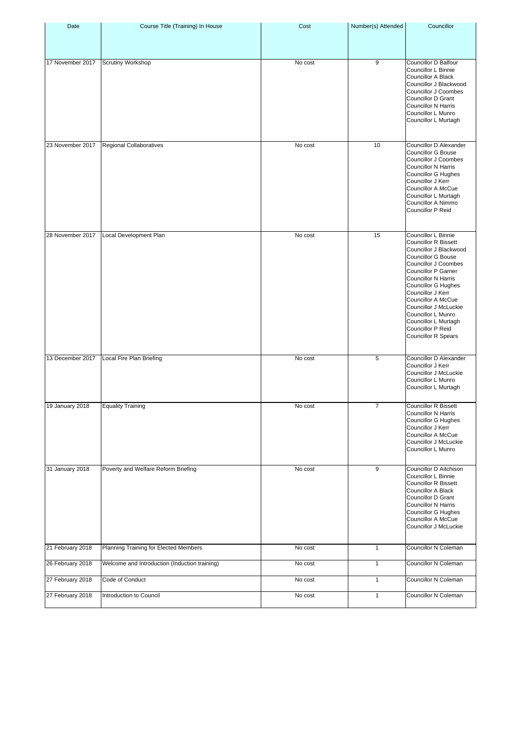| Date | Course Title (Training) In House | Cost | Number(s) Attended | Councillor |
| --- | --- | --- | --- | --- |
| 17 November 2017 | Scrutiny Workshop | No cost | 9 | Councillor D Balfour<br>Councillor L Binnie<br>Councillor A Black<br>Councillor J Blackwood<br>Councillor J Coombes<br>Councillor D Grant<br>Councillor N Harris<br>Councillor L Munro<br>Councillor L Murtagh |
| 23 November 2017 | Regional Collaboratives | No cost | 10 | Councillor D Alexander<br>Councillor G Bouse<br>Councillor J Coombes<br>Councillor N Harris<br>Councillor G Hughes<br>Councillor J Kerr<br>Councillor A McCue<br>Councillor L Murtagh<br>Councillor A Nimmo<br>Councillor P Reid |
| 28 November 2017 | Local Development Plan | No cost | 15 | Councillor L Binnie<br>Councillor R Bissett<br>Councillor J Blackwood<br>Councillor G Bouse<br>Councillor J Coombes<br>Councillor P Garner<br>Councillor N Harris<br>Councillor G Hughes<br>Councillor J Kerr<br>Councillor A McCue<br>Councillor J McLuckie<br>Councillor L Munro<br>Councillor L Murtagh<br>Councillor P Reid<br>Councillor R Spears |
| 13 December 2017 | Local Fire Plan Briefing | No cost | 5 | Councillor D Alexander<br>Councillor J Kerr<br>Councillor J McLuckie<br>Councillor L Munro<br>Councillor L Murtagh |
| 19 January 2018 | Equality Training | No cost | 7 | Councillor R Bissett<br>Councillor N Harris<br>Councillor G Hughes<br>Councillor J Kerr<br>Councillor A McCue<br>Councillor J McLuckie<br>Councillor L Munro |
| 31 January 2018 | Poverty and Welfare Reform Briefing | No cost | 9 | Councillor D Aitchison<br>Councillor L Binnie<br>Councillor R Bissett<br>Councillor A Black<br>Councillor D Grant<br>Councillor N Harris<br>Councillor G Hughes<br>Councillor A McCue<br>Councillor J McLuckie |
| 21 February 2018 | Planning Training for Elected Members | No cost | 1 | Councillor N Coleman |
| 26 February 2018 | Welcome and Introduction (Induction training) | No cost | 1 | Councillor N Coleman |
| 27 February 2018 | Code of Conduct | No cost | 1 | Councillor N Coleman |
| 27 February 2018 | Introduction to Council | No cost | 1 | Councillor N Coleman |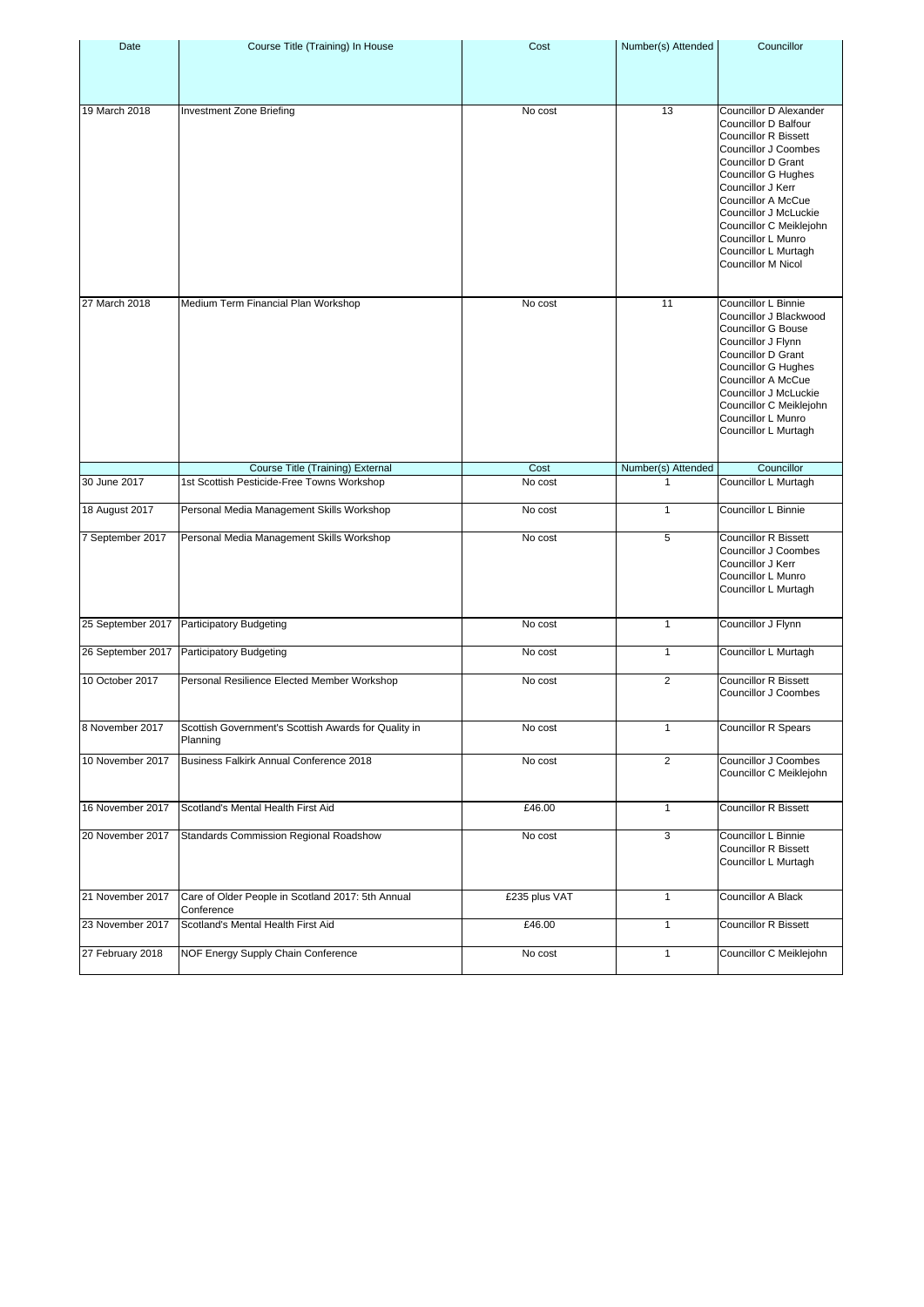| Date | Course Title (Training) In House | Cost | Number(s) Attended | Councillor |
|---|---|---|---|---|
| 19 March 2018 | Investment Zone Briefing | No cost | 13 | Councillor D Alexander<br>Councillor D Balfour<br>Councillor R Bissett<br>Councillor J Coombes<br>Councillor D Grant<br>Councillor G Hughes<br>Councillor J Kerr<br>Councillor A McCue<br>Councillor J McLuckie<br>Councillor C Meiklejohn<br>Councillor L Munro<br>Councillor L Murtagh<br>Councillor M Nicol |
| 27 March 2018 | Medium Term Financial Plan Workshop | No cost | 11 | Councillor L Binnie<br>Councillor J Blackwood<br>Councillor G Bouse<br>Councillor J Flynn<br>Councillor D Grant<br>Councillor G Hughes<br>Councillor A McCue<br>Councillor J McLuckie<br>Councillor C Meiklejohn<br>Councillor L Munro<br>Councillor L Murtagh |
| | **Course Title (Training) External** | **Cost** | **Number(s) Attended** | **Councillor** |
| 30 June 2017 | 1st Scottish Pesticide-Free Towns Workshop | No cost | 1 | Councillor L Murtagh |
| 18 August 2017 | Personal Media Management Skills Workshop | No cost | 1 | Councillor L Binnie |
| 7 September 2017 | Personal Media Management Skills Workshop | No cost | 5 | Councillor R Bissett<br>Councillor J Coombes<br>Councillor J Kerr<br>Councillor L Munro<br>Councillor L Murtagh |
| 25 September 2017 | Participatory Budgeting | No cost | 1 | Councillor J Flynn |
| 26 September 2017 | Participatory Budgeting | No cost | 1 | Councillor L Murtagh |
| 10 October 2017 | Personal Resilience Elected Member Workshop | No cost | 2 | Councillor R Bissett<br>Councillor J Coombes |
| 8 November 2017 | Scottish Government's Scottish Awards for Quality in Planning | No cost | 1 | Councillor R Spears |
| 10 November 2017 | Business Falkirk Annual Conference 2018 | No cost | 2 | Councillor J Coombes<br>Councillor C Meiklejohn |
| 16 November 2017 | Scotland's Mental Health First Aid | £46.00 | 1 | Councillor R Bissett |
| 20 November 2017 | Standards Commission Regional Roadshow | No cost | 3 | Councillor L Binnie<br>Councillor R Bissett<br>Councillor L Murtagh |
| 21 November 2017 | Care of Older People in Scotland 2017: 5th Annual Conference | £235 plus VAT | 1 | Councillor A Black |
| 23 November 2017 | Scotland's Mental Health First Aid | £46.00 | 1 | Councillor R Bissett |
| 27 February 2018 | NOF Energy Supply Chain Conference | No cost | 1 | Councillor C Meiklejohn |